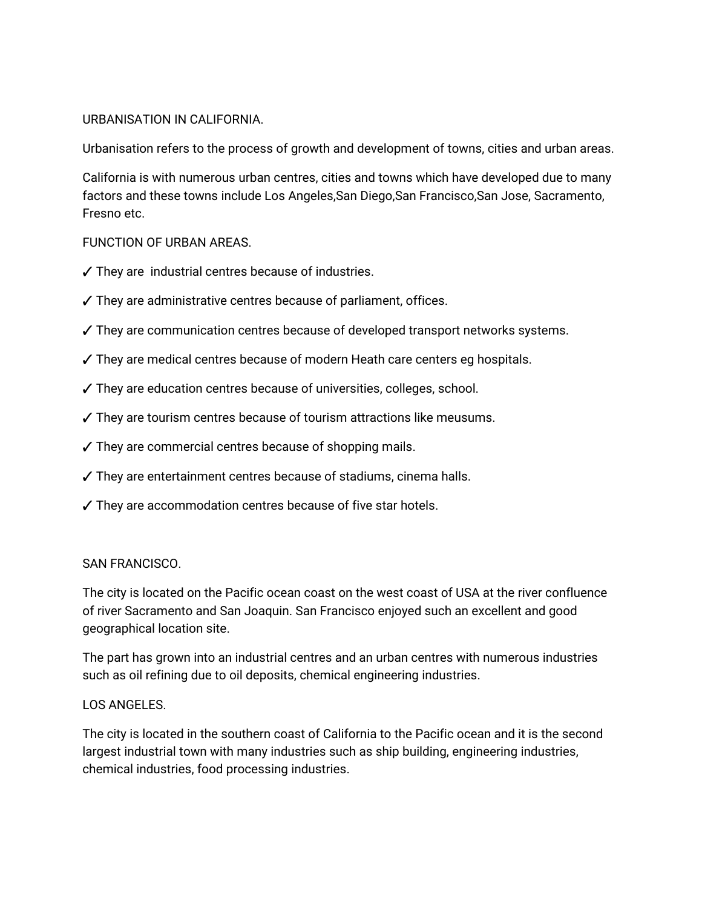# URBANISATION IN CALIFORNIA.

Urbanisation refers to the process of growth and development of towns, cities and urban areas.

California is with numerous urban centres, cities and towns which have developed due to many factors and these towns include Los Angeles,San Diego,San Francisco,San Jose, Sacramento, Fresno etc.

## FUNCTION OF URBAN AREAS.

✓ They are  industrial centres because of industries.

✓ They are administrative centres because of parliament, offices.

✓ They are communication centres because of developed transport networks systems.

✓ They are medical centres because of modern Heath care centers eg hospitals.

✓ They are education centres because of universities, colleges, school.

✓ They are tourism centres because of tourism attractions like meusums.

✓ They are commercial centres because of shopping mails.

✓ They are entertainment centres because of stadiums, cinema halls.

✓ They are accommodation centres because of five star hotels.

## SAN FRANCISCO.

The city is located on the Pacific ocean coast on the west coast of USA at the river confluence of river Sacramento and San Joaquin. San Francisco enjoyed such an excellent and good geographical location site.

The part has grown into an industrial centres and an urban centres with numerous industries such as oil refining due to oil deposits, chemical engineering industries.

## LOS ANGELES.

The city is located in the southern coast of California to the Pacific ocean and it is the second largest industrial town with many industries such as ship building, engineering industries, chemical industries, food processing industries.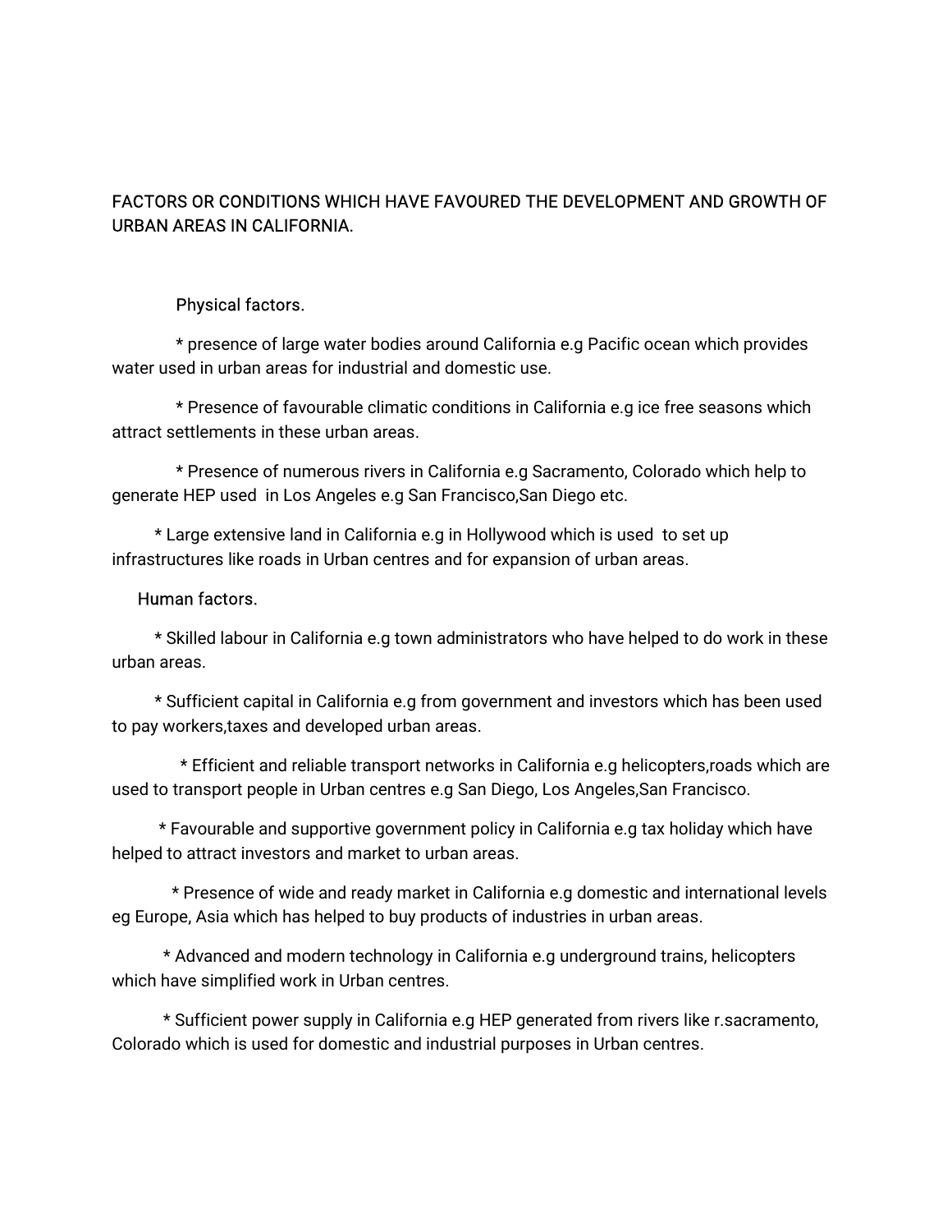## FACTORS OR CONDITIONS WHICH HAVE FAVOURED THE DEVELOPMENT AND GROWTH OF URBAN AREAS IN CALIFORNIA.

### Physical factors.

* presence of large water bodies around California e.g Pacific ocean which provides water used in urban areas for industrial and domestic use.

* Presence of favourable climatic conditions in California e.g ice free seasons which attract settlements in these urban areas.

* Presence of numerous rivers in California e.g Sacramento, Colorado which help to generate HEP used in Los Angeles e.g San Francisco,San Diego etc.

* Large extensive land in California e.g in Hollywood which is used to set up infrastructures like roads in Urban centres and for expansion of urban areas.

### Human factors.

* Skilled labour in California e.g town administrators who have helped to do work in these urban areas.

* Sufficient capital in California e.g from government and investors which has been used to pay workers,taxes and developed urban areas.

* Efficient and reliable transport networks in California e.g helicopters,roads which are used to transport people in Urban centres e.g San Diego, Los Angeles,San Francisco.

* Favourable and supportive government policy in California e.g tax holiday which have helped to attract investors and market to urban areas.

* Presence of wide and ready market in California e.g domestic and international levels eg Europe, Asia which has helped to buy products of industries in urban areas.

* Advanced and modern technology in California e.g underground trains, helicopters which have simplified work in Urban centres.

* Sufficient power supply in California e.g HEP generated from rivers like r.sacramento, Colorado which is used for domestic and industrial purposes in Urban centres.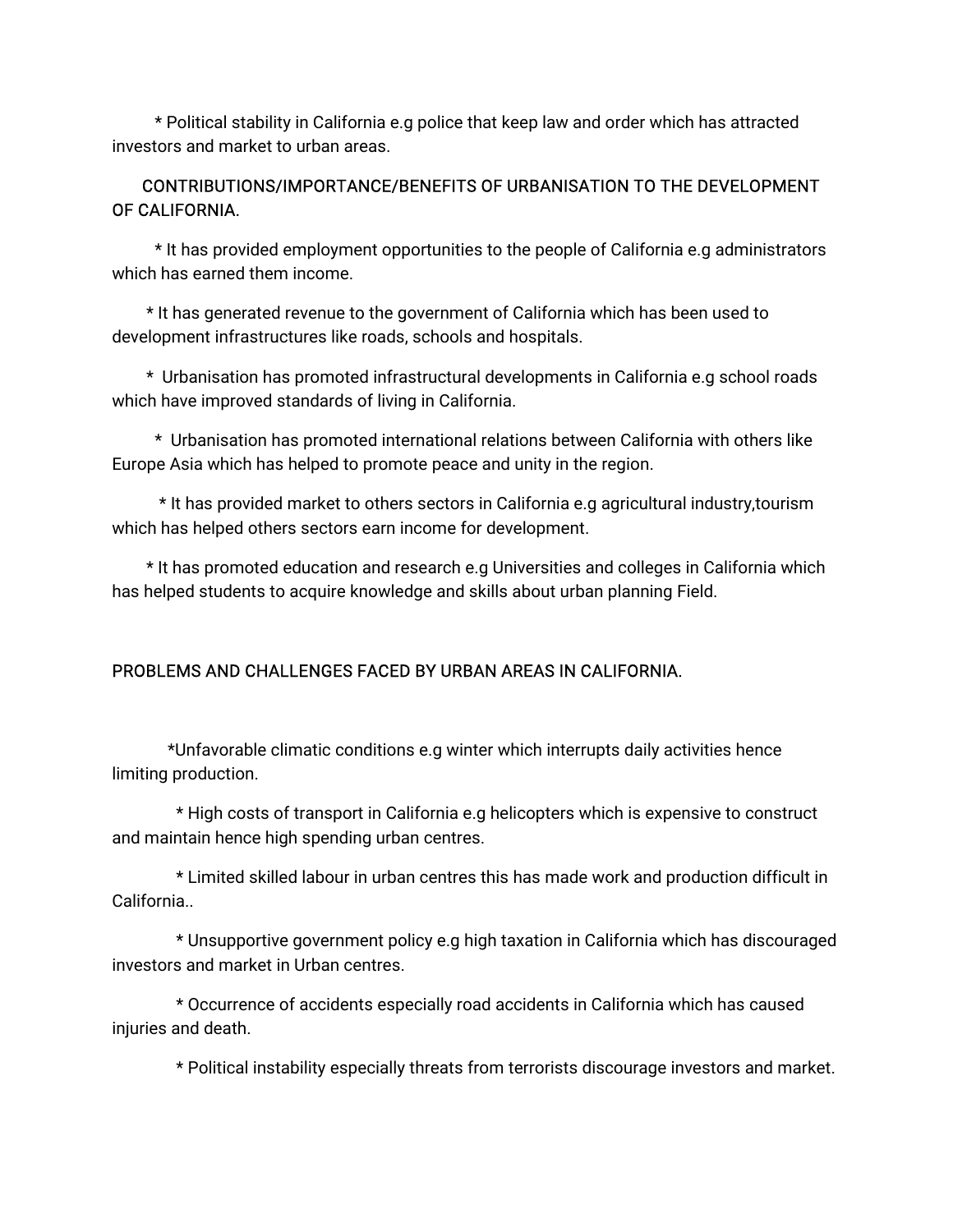* Political stability in California e.g police that keep law and order which has attracted investors and market to urban areas.

## CONTRIBUTIONS/IMPORTANCE/BENEFITS OF URBANISATION TO THE DEVELOPMENT OF CALIFORNIA.

* It has provided employment opportunities to the people of California e.g administrators which has earned them income.

* It has generated revenue to the government of California which has been used to development infrastructures like roads, schools and hospitals.

* Urbanisation has promoted infrastructural developments in California e.g school roads which have improved standards of living in California.

* Urbanisation has promoted international relations between California with others like Europe Asia which has helped to promote peace and unity in the region.

* It has provided market to others sectors in California e.g agricultural industry,tourism which has helped others sectors earn income for development.

* It has promoted education and research e.g Universities and colleges in California which has helped students to acquire knowledge and skills about urban planning Field.

## PROBLEMS AND CHALLENGES FACED BY URBAN AREAS IN CALIFORNIA.

*Unfavorable climatic conditions e.g winter which interrupts daily activities hence limiting production.

* High costs of transport in California e.g helicopters which is expensive to construct and maintain hence high spending urban centres.

* Limited skilled labour in urban centres this has made work and production difficult in California..

* Unsupportive government policy e.g high taxation in California which has discouraged investors and market in Urban centres.

* Occurrence of accidents especially road accidents in California which has caused injuries and death.

* Political instability especially threats from terrorists discourage investors and market.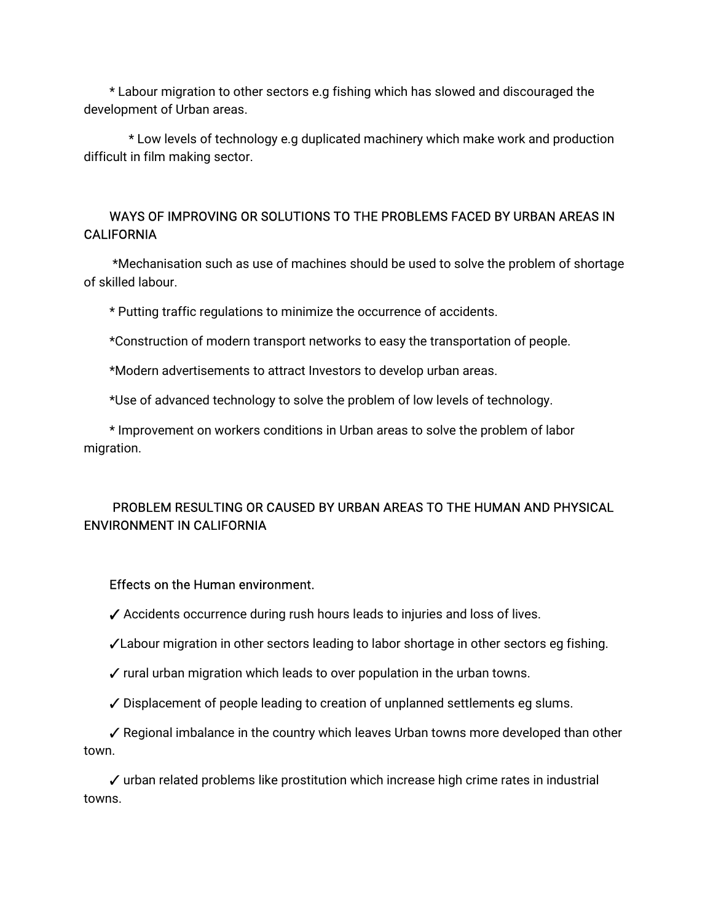* Labour migration to other sectors e.g fishing which has slowed and discouraged the development of Urban areas.

* Low levels of technology e.g duplicated machinery which make work and production difficult in film making sector.

## WAYS OF IMPROVING OR SOLUTIONS TO THE PROBLEMS FACED BY URBAN AREAS IN CALIFORNIA

*Mechanisation such as use of machines should be used to solve the problem of shortage of skilled labour.

* Putting traffic regulations to minimize the occurrence of accidents.

*Construction of modern transport networks to easy the transportation of people.

*Modern advertisements to attract Investors to develop urban areas.

*Use of advanced technology to solve the problem of low levels of technology.

* Improvement on workers conditions in Urban areas to solve the problem of labor migration.

## PROBLEM RESULTING OR CAUSED BY URBAN AREAS TO THE HUMAN AND PHYSICAL ENVIRONMENT IN CALIFORNIA

### Effects on the Human environment.

✓ Accidents occurrence during rush hours leads to injuries and loss of lives.

✓Labour migration in other sectors leading to labor shortage in other sectors eg fishing.

✓ rural urban migration which leads to over population in the urban towns.

✓ Displacement of people leading to creation of unplanned settlements eg slums.

✓ Regional imbalance in the country which leaves Urban towns more developed than other town.

✓ urban related problems like prostitution which increase high crime rates in industrial towns.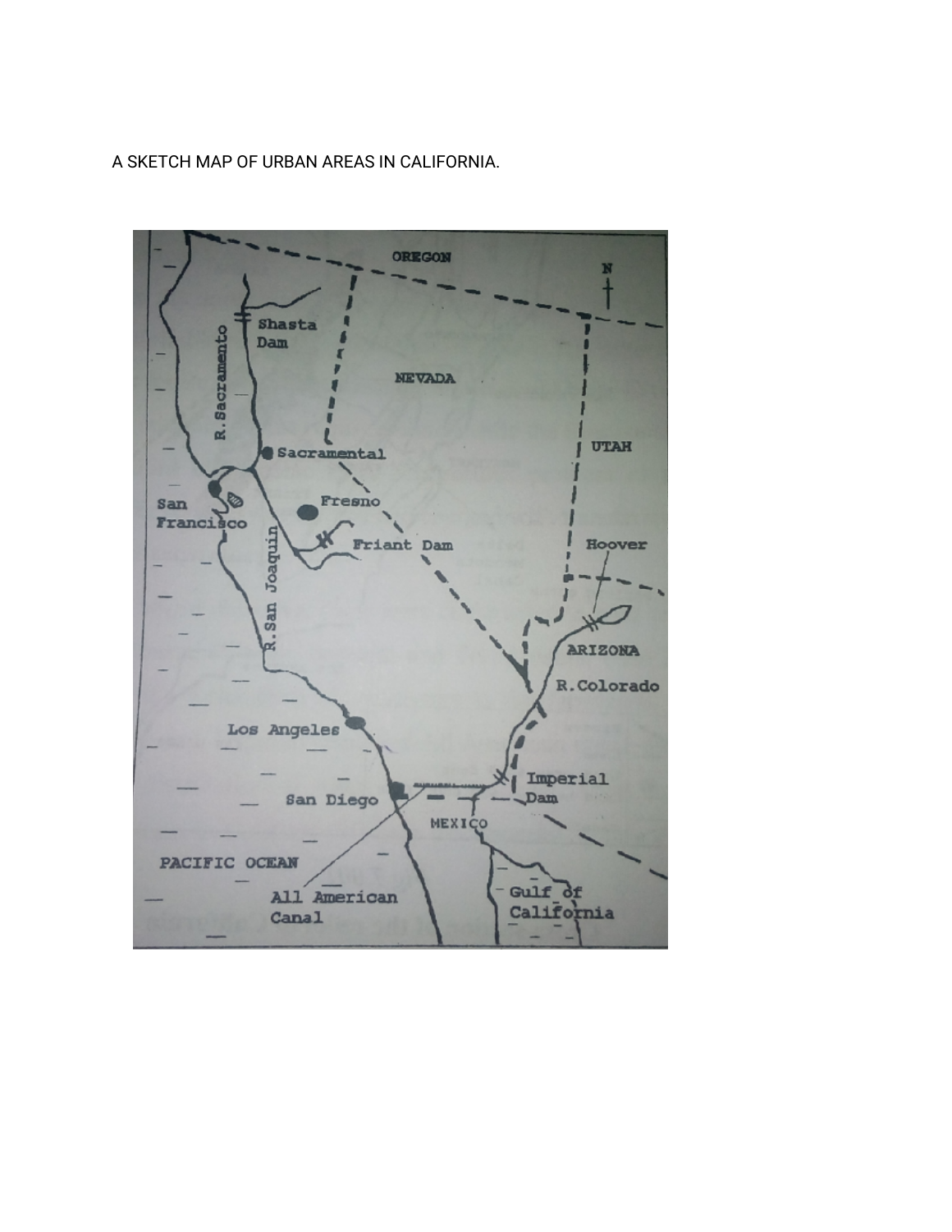A SKETCH MAP OF URBAN AREAS IN CALIFORNIA.

OREGON

N

Shasta Dam

R. Sacramento

NEVADA

UTAH

Sacramental

San Francisco

Fresno

Friant Dam

Hoover

R. San Joaquin

ARIZONA

R. Colorado

Los Angeles

Imperial Dam

San Diego

MEXICO

PACIFIC OCEAN

All American Canal

Gulf of California